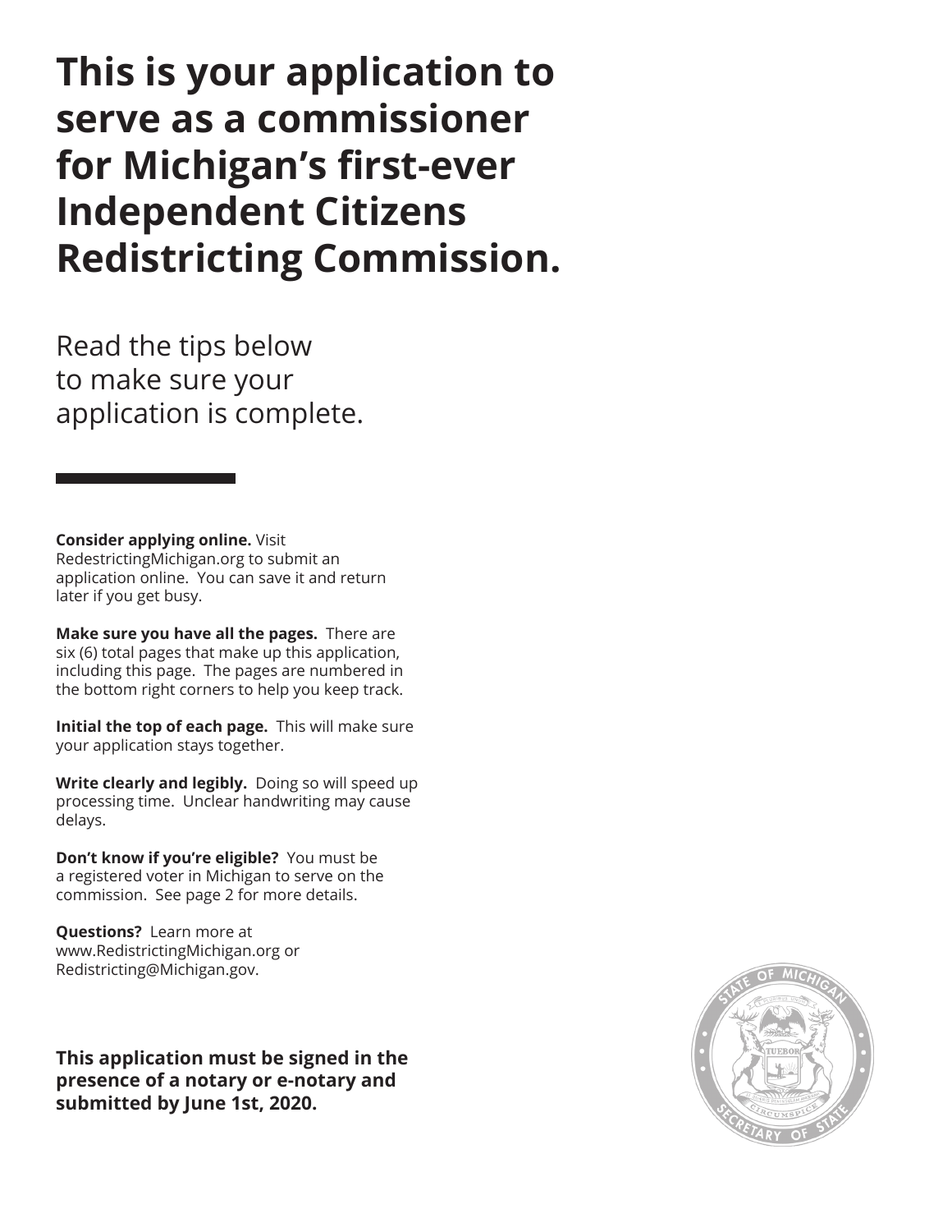# This is your application to serve as a commissioner for Michigan's first-ever Independent Citizens Redistricting Commission.

Read the tips below to make sure your application is complete.

**Consider applying online.** Visit RedestrictingMichigan.org to submit an application online. You can save it and return later if you get busy.

**Make sure you have all the pages.** There are six (6) total pages that make up this application, including this page. The pages are numbered in the bottom right corners to help you keep track.

**Initial the top of each page.** This will make sure your application stays together.

**Write clearly and legibly.** Doing so will speed up processing time. Unclear handwriting may cause delays.

**Don't know if you're eligible?** You must be a registered voter in Michigan to serve on the commission. See page 2 for more details.

**Questions?** Learn more at www.RedistrictingMichigan.org or Redistricting@Michigan.gov.

**This application must be signed in the presence of a notary or e-notary and submitted by June 1st, 2020.**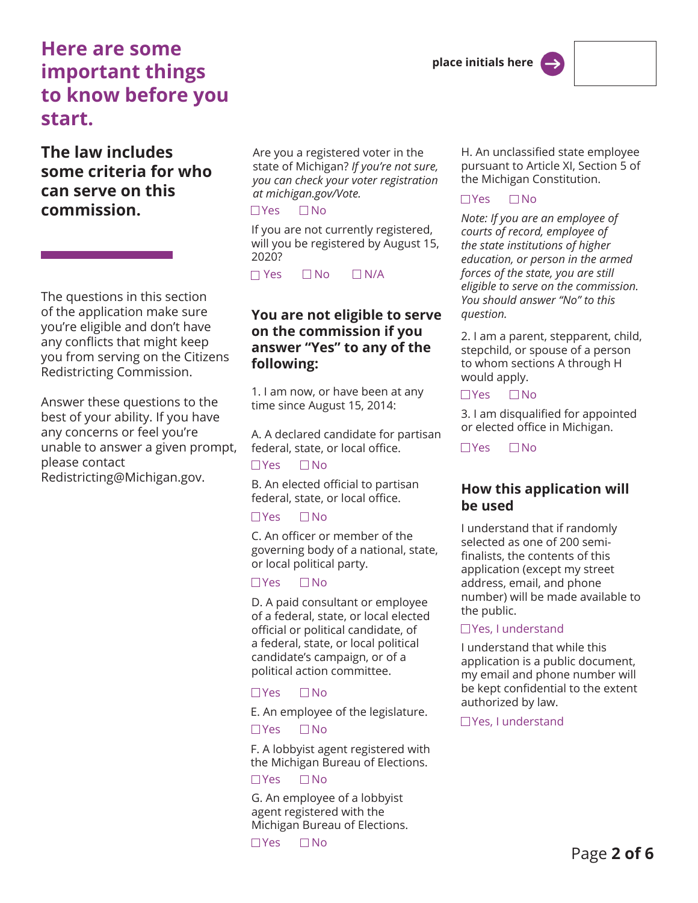# Here are some important things to know before you start.

place initials here

## The law includes some criteria for who can serve on this commission.

The questions in this section of the application make sure you're eligible and don't have any conflicts that might keep you from serving on the Citizens Redistricting Commission.

Answer these questions to the best of your ability. If you have any concerns or feel you're unable to answer a given prompt, please contact Redistricting@Michigan.gov.

Are you a registered voter in the state of Michigan? *If you're not sure, you can check your voter registration at michigan.gov/Vote.*

☐ Yes ☐ No

If you are not currently registered, will you be registered by August 15, 2020?

☐ Yes ☐ No ☐ N/A

### You are not eligible to serve on the commission if you answer "Yes" to any of the following:

1. I am now, or have been at any time since August 15, 2014:

A. A declared candidate for partisan federal, state, or local office.

☐ Yes ☐ No

B. An elected official to partisan federal, state, or local office.

☐ Yes ☐ No

C. An officer or member of the governing body of a national, state, or local political party.

☐ Yes ☐ No

D. A paid consultant or employee of a federal, state, or local elected official or political candidate, of a federal, state, or local political candidate's campaign, or of a political action committee.

☐ Yes ☐ No

E. An employee of the legislature.

☐ Yes ☐ No

F. A lobbyist agent registered with the Michigan Bureau of Elections.

☐ Yes ☐ No

G. An employee of a lobbyist agent registered with the Michigan Bureau of Elections.

☐ Yes ☐ No

H. An unclassified state employee pursuant to Article XI, Section 5 of the Michigan Constitution.

☐ Yes ☐ No

*Note: If you are an employee of courts of record, employee of the state institutions of higher education, or person in the armed forces of the state, you are still eligible to serve on the commission. You should answer "No" to this question.*

2. I am a parent, stepparent, child, stepchild, or spouse of a person to whom sections A through H would apply.

☐ Yes ☐ No

3. I am disqualified for appointed or elected office in Michigan.

☐ Yes ☐ No

### How this application will be used

I understand that if randomly selected as one of 200 semi-finalists, the contents of this application (except my street address, email, and phone number) will be made available to the public.

☐ Yes, I understand

I understand that while this application is a public document, my email and phone number will be kept confidential to the extent authorized by law.

☐ Yes, I understand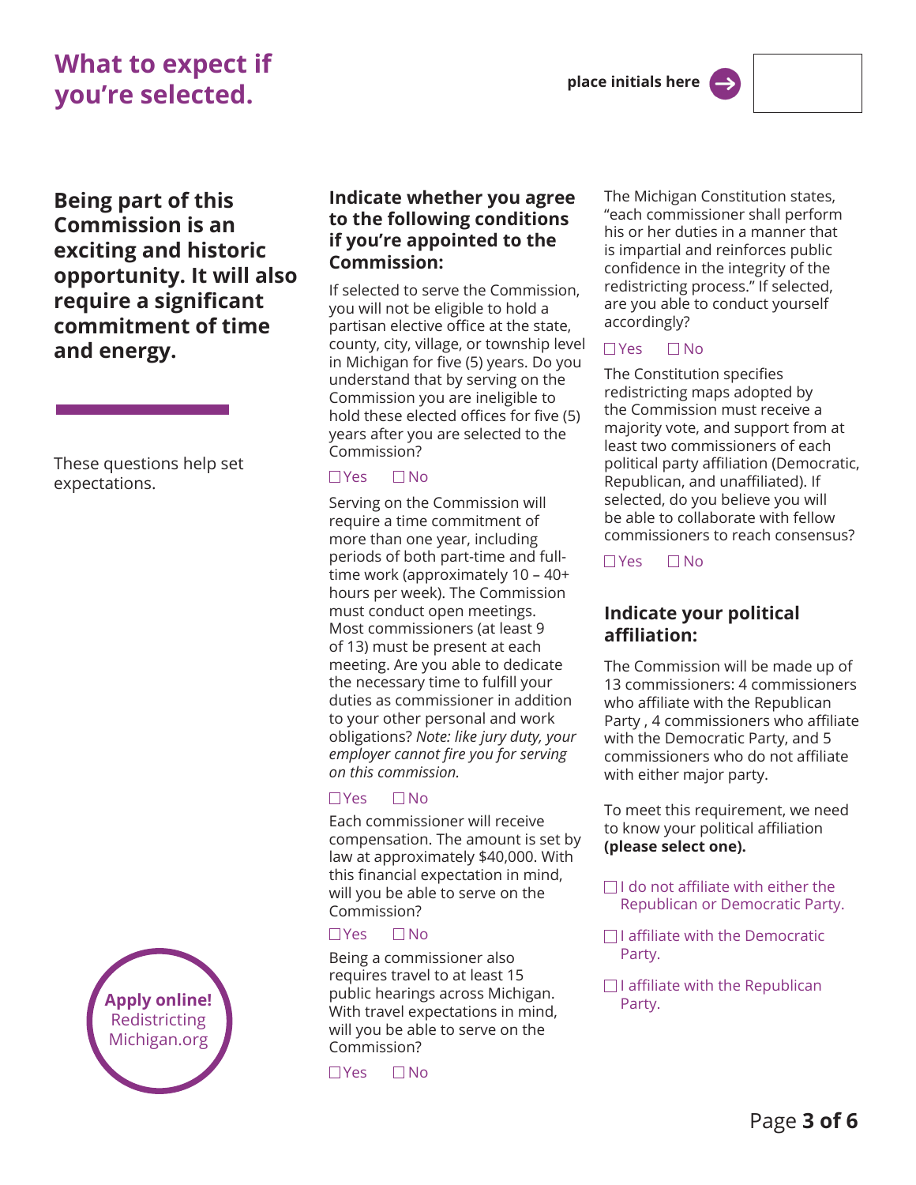# What to expect if you're selected.

place initials here

**Being part of this Commission is an exciting and historic opportunity. It will also require a significant commitment of time and energy.**

These questions help set expectations.

**Apply online!** RedistrictingMichigan.org

## Indicate whether you agree to the following conditions if you're appointed to the Commission:

If selected to serve the Commission, you will not be eligible to hold a partisan elective office at the state, county, city, village, or township level in Michigan for five (5) years. Do you understand that by serving on the Commission you are ineligible to hold these elected offices for five (5) years after you are selected to the Commission?

☐ Yes ☐ No

Serving on the Commission will require a time commitment of more than one year, including periods of both part-time and full-time work (approximately 10 – 40+ hours per week). The Commission must conduct open meetings. Most commissioners (at least 9 of 13) must be present at each meeting. Are you able to dedicate the necessary time to fulfill your duties as commissioner in addition to your other personal and work obligations? *Note: like jury duty, your employer cannot fire you for serving on this commission.*

☐ Yes ☐ No

Each commissioner will receive compensation. The amount is set by law at approximately $40,000. With this financial expectation in mind, will you be able to serve on the Commission?

☐ Yes ☐ No

Being a commissioner also requires travel to at least 15 public hearings across Michigan. With travel expectations in mind, will you be able to serve on the Commission?

☐ Yes ☐ No

The Michigan Constitution states, "each commissioner shall perform his or her duties in a manner that is impartial and reinforces public confidence in the integrity of the redistricting process." If selected, are you able to conduct yourself accordingly?

☐ Yes ☐ No

The Constitution specifies redistricting maps adopted by the Commission must receive a majority vote, and support from at least two commissioners of each political party affiliation (Democratic, Republican, and unaffiliated). If selected, do you believe you will be able to collaborate with fellow commissioners to reach consensus?

☐ Yes ☐ No

## Indicate your political affiliation:

The Commission will be made up of 13 commissioners: 4 commissioners who affiliate with the Republican Party , 4 commissioners who affiliate with the Democratic Party, and 5 commissioners who do not affiliate with either major party.

To meet this requirement, we need to know your political affiliation **(please select one).**

☐ I do not affiliate with either the Republican or Democratic Party.

☐ I affiliate with the Democratic Party.

☐ I affiliate with the Republican Party.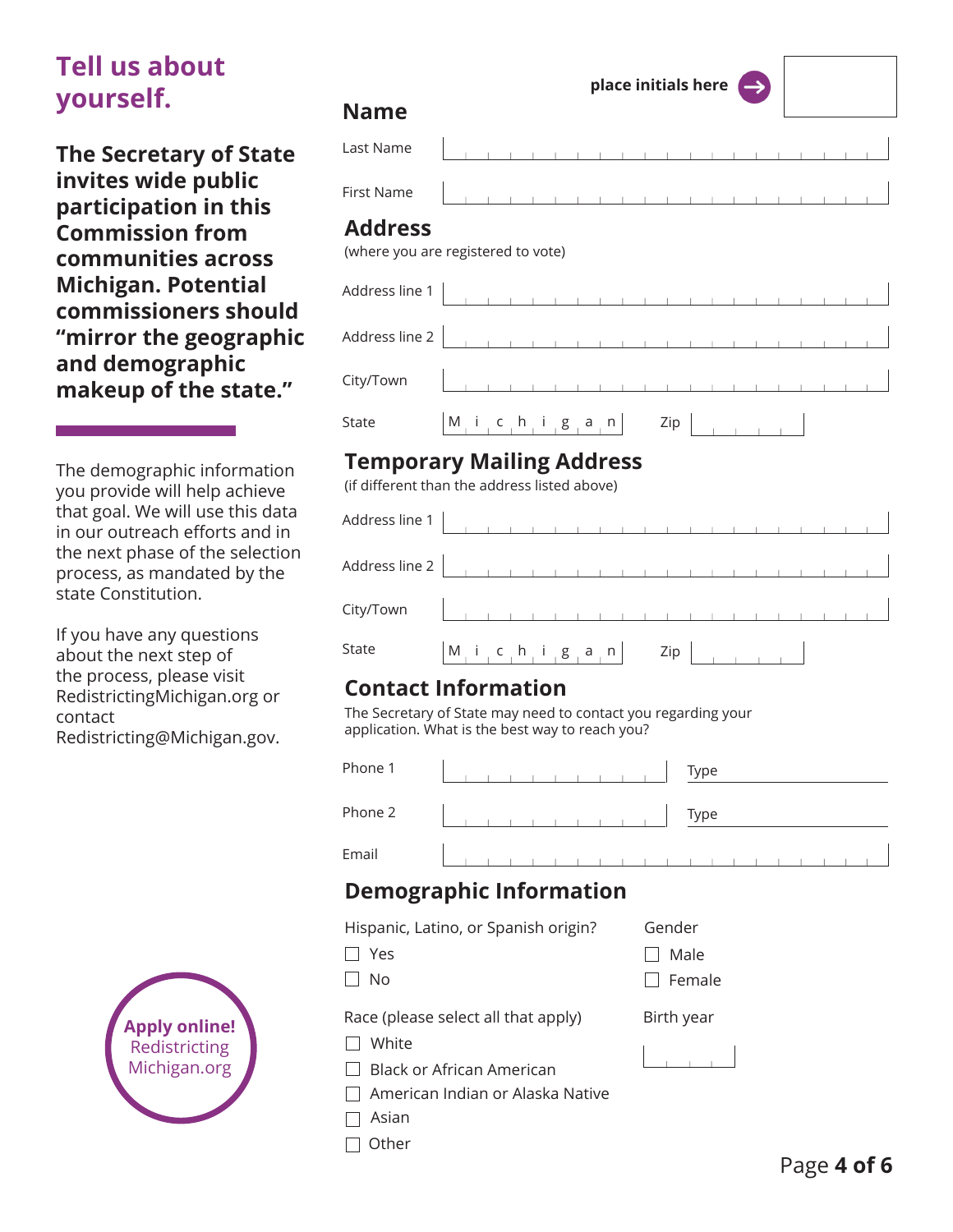# Tell us about yourself.

**The Secretary of State invites wide public participation in this Commission from communities across Michigan. Potential commissioners should "mirror the geographic and demographic makeup of the state."**

The demographic information you provide will help achieve that goal. We will use this data in our outreach efforts and in the next phase of the selection process, as mandated by the state Constitution.

If you have any questions about the next step of the process, please visit RedistrictingMichigan.org or contact Redistricting@Michigan.gov.

**Apply online!** RedistrictingMichigan.org

**place initials here** →

## Name

Last Name

First Name

## Address

(where you are registered to vote)

Address line 1

Address line 2

City/Town

State Michigan Zip

## Temporary Mailing Address

(if different than the address listed above)

Address line 1

Address line 2

City/Town

State Michigan Zip

## Contact Information

The Secretary of State may need to contact you regarding your application. What is the best way to reach you?

Phone 1 Type

Phone 2 Type

Email

## Demographic Information

Hispanic, Latino, or Spanish origin?

- ☐ Yes
- ☐ No

Gender

- ☐ Male
- ☐ Female

Race (please select all that apply)

- ☐ White
- ☐ Black or African American
- ☐ American Indian or Alaska Native
- ☐ Asian
- ☐ Other

Birth year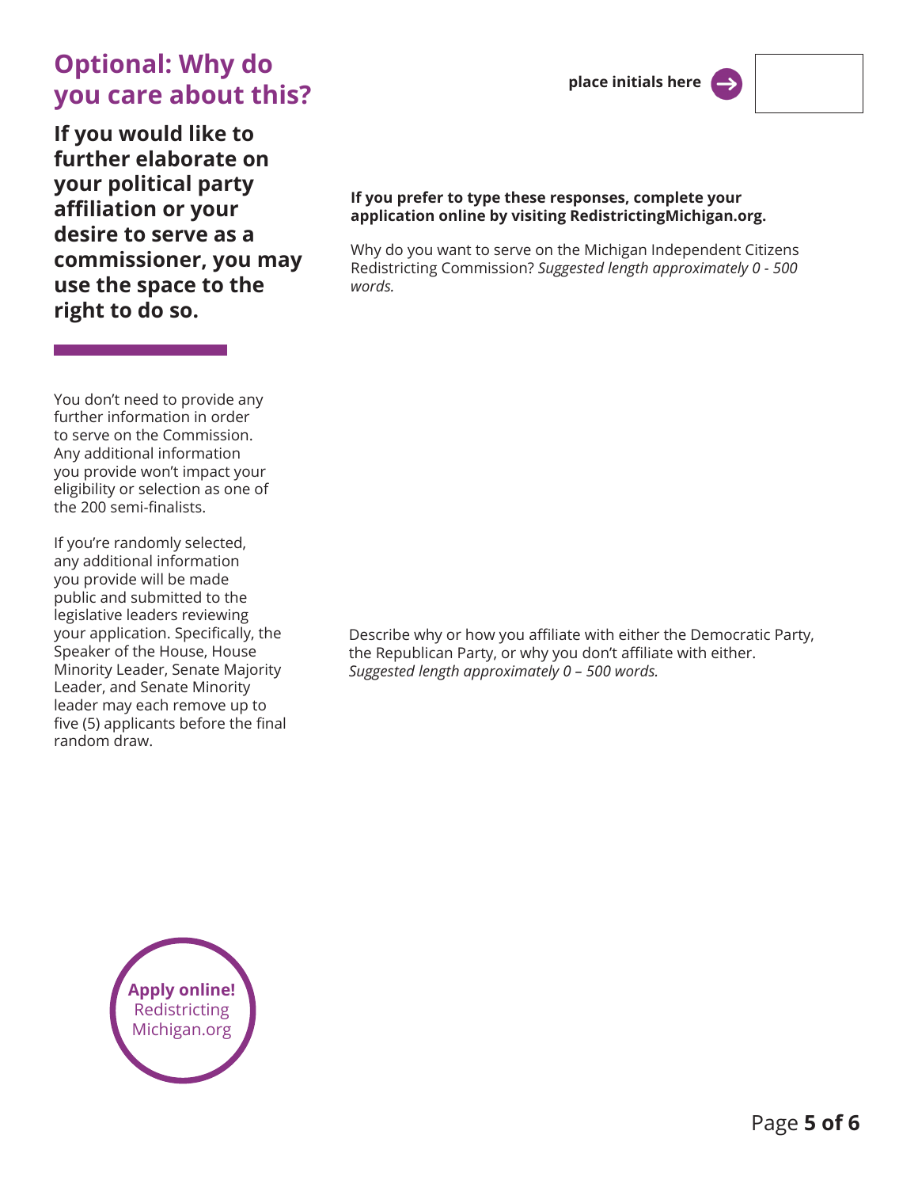## Optional: Why do you care about this?

place initials here

**If you would like to further elaborate on your political party affiliation or your desire to serve as a commissioner, you may use the space to the right to do so.**

You don't need to provide any further information in order to serve on the Commission. Any additional information you provide won't impact your eligibility or selection as one of the 200 semi-finalists.

If you're randomly selected, any additional information you provide will be made public and submitted to the legislative leaders reviewing your application. Specifically, the Speaker of the House, House Minority Leader, Senate Majority Leader, and Senate Minority leader may each remove up to five (5) applicants before the final random draw.

**If you prefer to type these responses, complete your application online by visiting RedistrictingMichigan.org.**

Why do you want to serve on the Michigan Independent Citizens Redistricting Commission? *Suggested length approximately 0 - 500 words.*

Describe why or how you affiliate with either the Democratic Party, the Republican Party, or why you don't affiliate with either. *Suggested length approximately 0 – 500 words.*

**Apply online!** Redistricting Michigan.org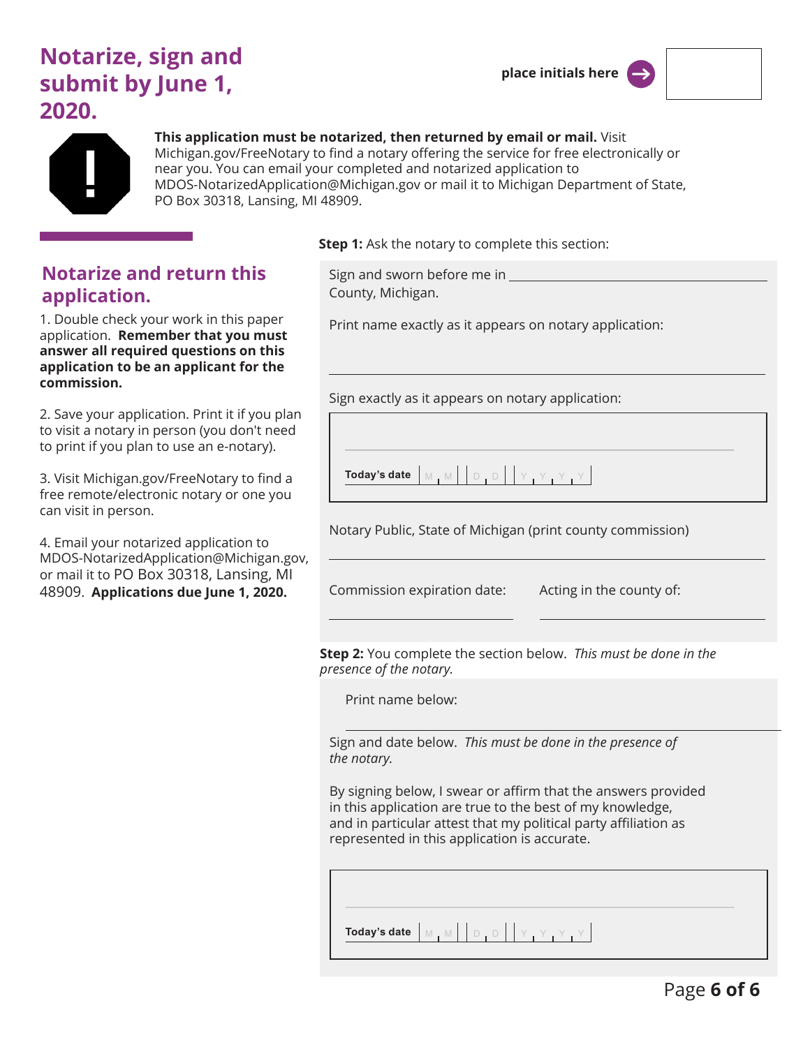# Notarize, sign and submit by June 1, 2020.

place initials here

**This application must be notarized, then returned by email or mail.** Visit Michigan.gov/FreeNotary to find a notary offering the service for free electronically or near you. You can email your completed and notarized application to MDOS-NotarizedApplication@Michigan.gov or mail it to Michigan Department of State, PO Box 30318, Lansing, MI 48909.

## Notarize and return this application.

1. Double check your work in this paper application. **Remember that you must answer all required questions on this application to be an applicant for the commission.**

2. Save your application. Print it if you plan to visit a notary in person (you don't need to print if you plan to use an e-notary).

3. Visit Michigan.gov/FreeNotary to find a free remote/electronic notary or one you can visit in person.

4. Email your notarized application to MDOS-NotarizedApplication@Michigan.gov, or mail it to PO Box 30318, Lansing, MI 48909. **Applications due June 1, 2020.**

**Step 1:** Ask the notary to complete this section:

Sign and sworn before me in ______________________ County, Michigan.

Print name exactly as it appears on notary application:

______________________

Sign exactly as it appears on notary application:

______________________

Today's date MM DD YYYY

Notary Public, State of Michigan (print county commission)

______________________

Commission expiration date: ______________ Acting in the county of: ______________

**Step 2:** You complete the section below. *This must be done in the presence of the notary.*

Print name below:

______________________

Sign and date below. *This must be done in the presence of the notary.*

By signing below, I swear or affirm that the answers provided in this application are true to the best of my knowledge, and in particular attest that my political party affiliation as represented in this application is accurate.

______________________

Today's date MM DD YYYY